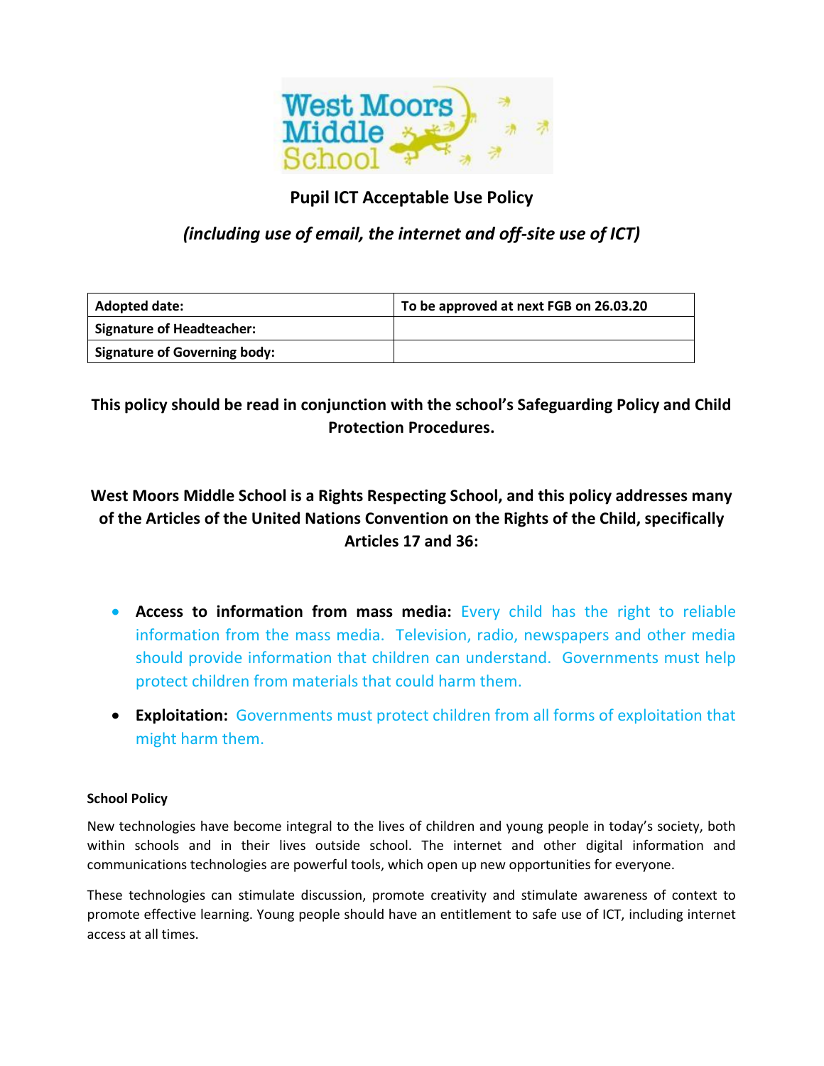# Pupil ICT Acceptable Use Policy

## *(including use of email, the internet and off-site use of ICT)*

| **Adopted date:** | **To be approved at next FGB on 26.03.20** |
| --- | --- |
| **Signature of Headteacher:** | |
| **Signature of Governing body:** | |

**This policy should be read in conjunction with the school's Safeguarding Policy and Child Protection Procedures.**

**West Moors Middle School is a Rights Respecting School, and this policy addresses many of the Articles of the United Nations Convention on the Rights of the Child, specifically Articles 17 and 36:**

- **Access to information from mass media:** Every child has the right to reliable information from the mass media. Television, radio, newspapers and other media should provide information that children can understand. Governments must help protect children from materials that could harm them.
- **Exploitation:** Governments must protect children from all forms of exploitation that might harm them.

### School Policy

New technologies have become integral to the lives of children and young people in today's society, both within schools and in their lives outside school. The internet and other digital information and communications technologies are powerful tools, which open up new opportunities for everyone.

These technologies can stimulate discussion, promote creativity and stimulate awareness of context to promote effective learning. Young people should have an entitlement to safe use of ICT, including internet access at all times.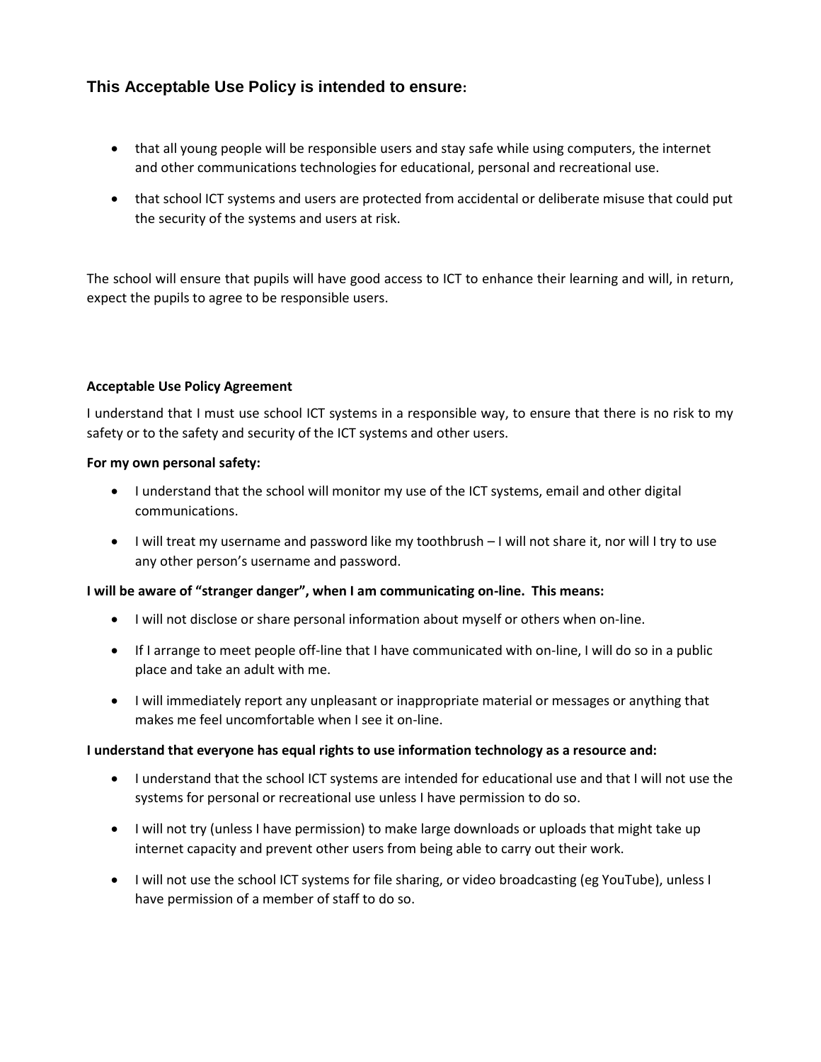## This Acceptable Use Policy is intended to ensure:

- that all young people will be responsible users and stay safe while using computers, the internet and other communications technologies for educational, personal and recreational use.
- that school ICT systems and users are protected from accidental or deliberate misuse that could put the security of the systems and users at risk.

The school will ensure that pupils will have good access to ICT to enhance their learning and will, in return, expect the pupils to agree to be responsible users.

**Acceptable Use Policy Agreement**

I understand that I must use school ICT systems in a responsible way, to ensure that there is no risk to my safety or to the safety and security of the ICT systems and other users.

**For my own personal safety:**

- I understand that the school will monitor my use of the ICT systems, email and other digital communications.
- I will treat my username and password like my toothbrush – I will not share it, nor will I try to use any other person's username and password.

**I will be aware of "stranger danger", when I am communicating on-line. This means:**

- I will not disclose or share personal information about myself or others when on-line.
- If I arrange to meet people off-line that I have communicated with on-line, I will do so in a public place and take an adult with me.
- I will immediately report any unpleasant or inappropriate material or messages or anything that makes me feel uncomfortable when I see it on-line.

**I understand that everyone has equal rights to use information technology as a resource and:**

- I understand that the school ICT systems are intended for educational use and that I will not use the systems for personal or recreational use unless I have permission to do so.
- I will not try (unless I have permission) to make large downloads or uploads that might take up internet capacity and prevent other users from being able to carry out their work.
- I will not use the school ICT systems for file sharing, or video broadcasting (eg YouTube), unless I have permission of a member of staff to do so.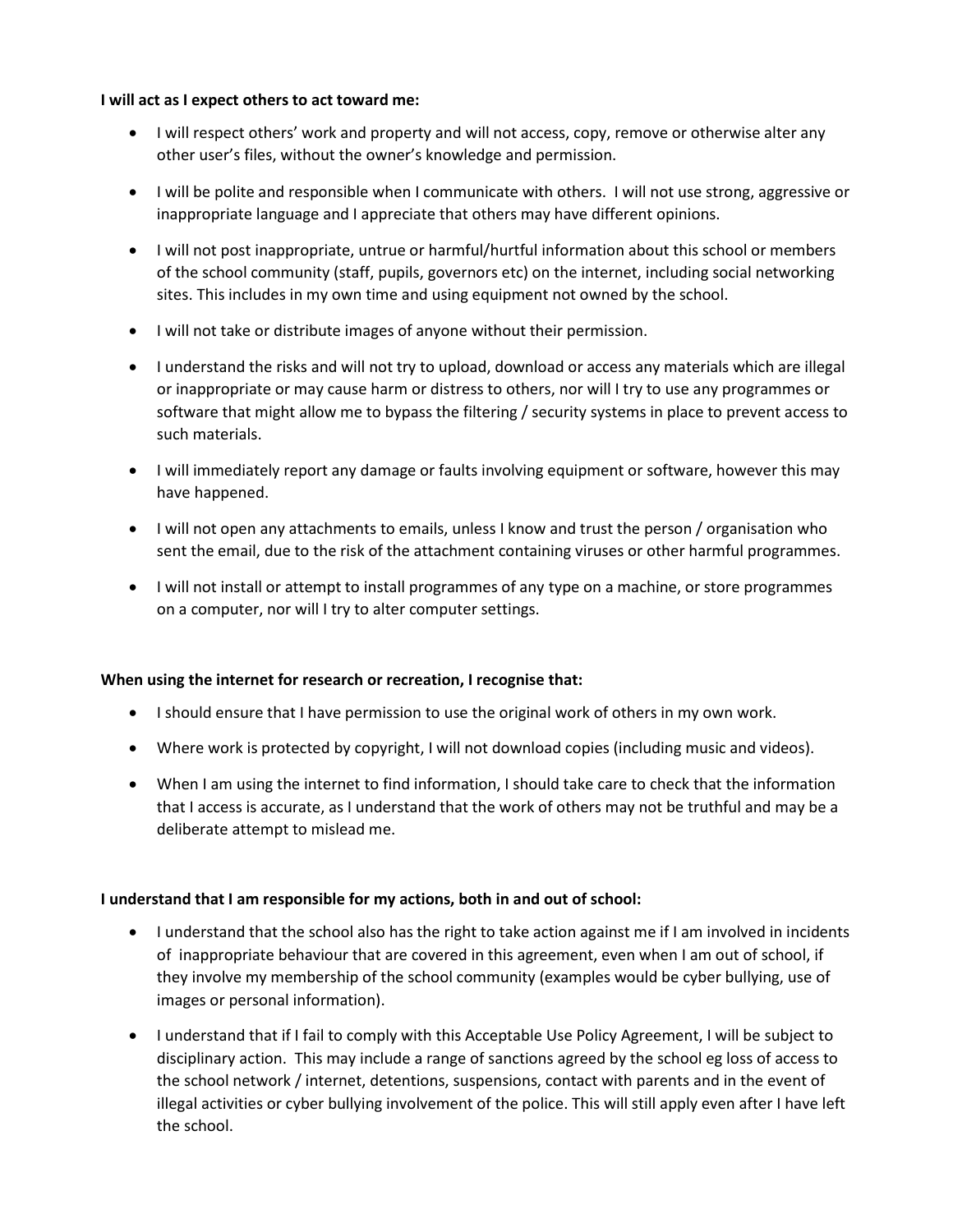**I will act as I expect others to act toward me:**

- I will respect others' work and property and will not access, copy, remove or otherwise alter any other user's files, without the owner's knowledge and permission.
- I will be polite and responsible when I communicate with others. I will not use strong, aggressive or inappropriate language and I appreciate that others may have different opinions.
- I will not post inappropriate, untrue or harmful/hurtful information about this school or members of the school community (staff, pupils, governors etc) on the internet, including social networking sites. This includes in my own time and using equipment not owned by the school.
- I will not take or distribute images of anyone without their permission.
- I understand the risks and will not try to upload, download or access any materials which are illegal or inappropriate or may cause harm or distress to others, nor will I try to use any programmes or software that might allow me to bypass the filtering / security systems in place to prevent access to such materials.
- I will immediately report any damage or faults involving equipment or software, however this may have happened.
- I will not open any attachments to emails, unless I know and trust the person / organisation who sent the email, due to the risk of the attachment containing viruses or other harmful programmes.
- I will not install or attempt to install programmes of any type on a machine, or store programmes on a computer, nor will I try to alter computer settings.

**When using the internet for research or recreation, I recognise that:**

- I should ensure that I have permission to use the original work of others in my own work.
- Where work is protected by copyright, I will not download copies (including music and videos).
- When I am using the internet to find information, I should take care to check that the information that I access is accurate, as I understand that the work of others may not be truthful and may be a deliberate attempt to mislead me.

**I understand that I am responsible for my actions, both in and out of school:**

- I understand that the school also has the right to take action against me if I am involved in incidents of inappropriate behaviour that are covered in this agreement, even when I am out of school, if they involve my membership of the school community (examples would be cyber bullying, use of images or personal information).
- I understand that if I fail to comply with this Acceptable Use Policy Agreement, I will be subject to disciplinary action. This may include a range of sanctions agreed by the school eg loss of access to the school network / internet, detentions, suspensions, contact with parents and in the event of illegal activities or cyber bullying involvement of the police. This will still apply even after I have left the school.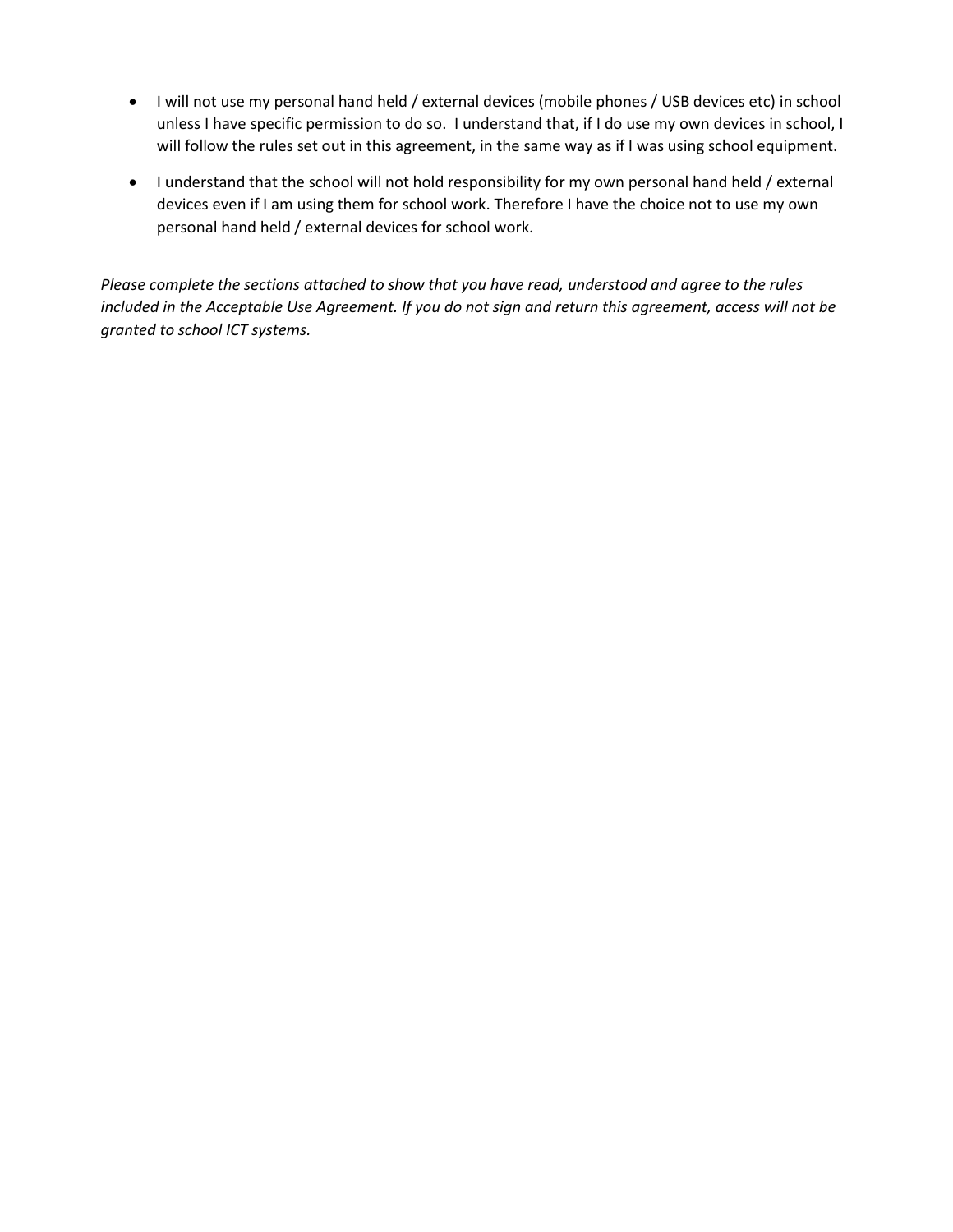- I will not use my personal hand held / external devices (mobile phones / USB devices etc) in school unless I have specific permission to do so. I understand that, if I do use my own devices in school, I will follow the rules set out in this agreement, in the same way as if I was using school equipment.
- I understand that the school will not hold responsibility for my own personal hand held / external devices even if I am using them for school work. Therefore I have the choice not to use my own personal hand held / external devices for school work.

*Please complete the sections attached to show that you have read, understood and agree to the rules included in the Acceptable Use Agreement. If you do not sign and return this agreement, access will not be granted to school ICT systems.*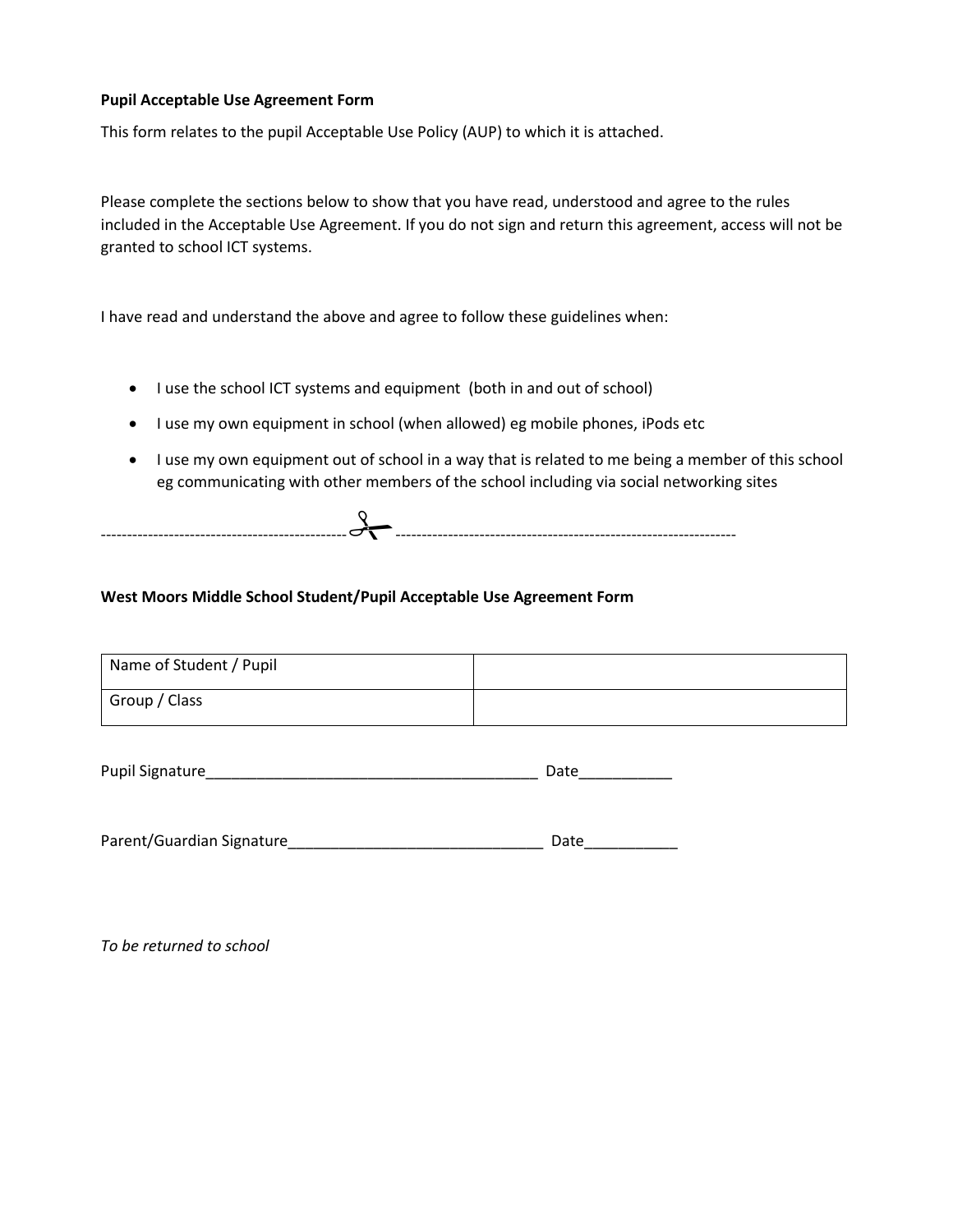**Pupil Acceptable Use Agreement Form**

This form relates to the pupil Acceptable Use Policy (AUP) to which it is attached.

Please complete the sections below to show that you have read, understood and agree to the rules included in the Acceptable Use Agreement. If you do not sign and return this agreement, access will not be granted to school ICT systems.

I have read and understand the above and agree to follow these guidelines when:

- I use the school ICT systems and equipment (both in and out of school)
- I use my own equipment in school (when allowed) eg mobile phones, iPods etc
- I use my own equipment out of school in a way that is related to me being a member of this school eg communicating with other members of the school including via social networking sites

---

**West Moors Middle School Student/Pupil Acceptable Use Agreement Form**

| | |
|---|---|
| Name of Student / Pupil | |
| Group / Class | |

Pupil Signature________________________________________ Date___________

Parent/Guardian Signature______________________________ Date___________

*To be returned to school*